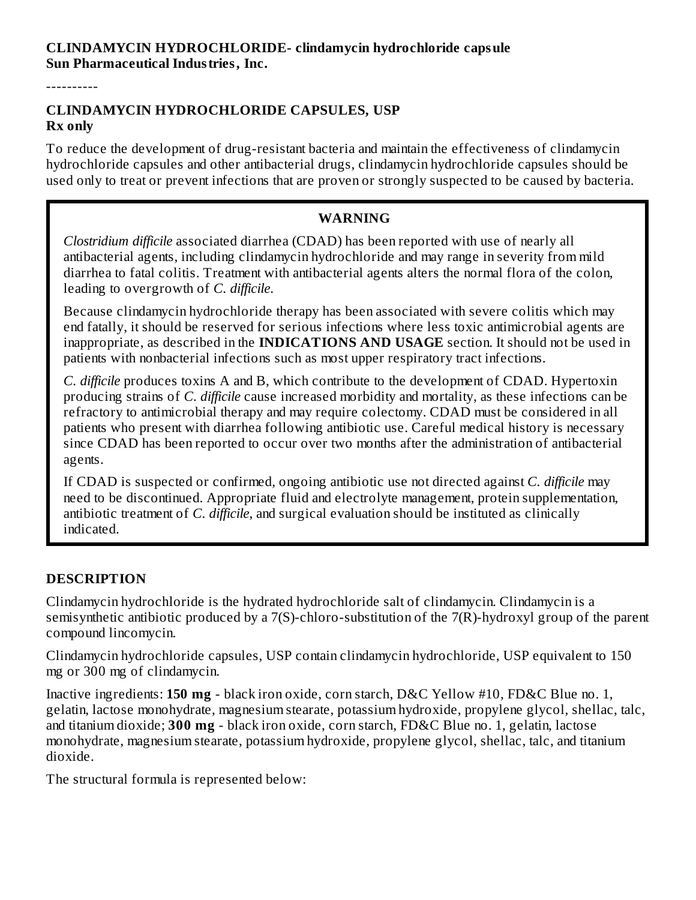**CLINDAMYCIN HYDROCHLORIDE- clindamycin hydrochloride capsule**
**Sun Pharmaceutical Industries, Inc.**

----------

# CLINDAMYCIN HYDROCHLORIDE CAPSULES, USP

**Rx only**

To reduce the development of drug-resistant bacteria and maintain the effectiveness of clindamycin hydrochloride capsules and other antibacterial drugs, clindamycin hydrochloride capsules should be used only to treat or prevent infections that are proven or strongly suspected to be caused by bacteria.

## WARNING

*Clostridium difficile* associated diarrhea (CDAD) has been reported with use of nearly all antibacterial agents, including clindamycin hydrochloride and may range in severity from mild diarrhea to fatal colitis. Treatment with antibacterial agents alters the normal flora of the colon, leading to overgrowth of *C. difficile*.

Because clindamycin hydrochloride therapy has been associated with severe colitis which may end fatally, it should be reserved for serious infections where less toxic antimicrobial agents are inappropriate, as described in the **INDICATIONS AND USAGE** section. It should not be used in patients with nonbacterial infections such as most upper respiratory tract infections.

*C. difficile* produces toxins A and B, which contribute to the development of CDAD. Hypertoxin producing strains of *C. difficile* cause increased morbidity and mortality, as these infections can be refractory to antimicrobial therapy and may require colectomy. CDAD must be considered in all patients who present with diarrhea following antibiotic use. Careful medical history is necessary since CDAD has been reported to occur over two months after the administration of antibacterial agents.

If CDAD is suspected or confirmed, ongoing antibiotic use not directed against *C. difficile* may need to be discontinued. Appropriate fluid and electrolyte management, protein supplementation, antibiotic treatment of *C. difficile*, and surgical evaluation should be instituted as clinically indicated.

## DESCRIPTION

Clindamycin hydrochloride is the hydrated hydrochloride salt of clindamycin. Clindamycin is a semisynthetic antibiotic produced by a 7(S)-chloro-substitution of the 7(R)-hydroxyl group of the parent compound lincomycin.

Clindamycin hydrochloride capsules, USP contain clindamycin hydrochloride, USP equivalent to 150 mg or 300 mg of clindamycin.

Inactive ingredients: **150 mg** - black iron oxide, corn starch, D&C Yellow #10, FD&C Blue no. 1, gelatin, lactose monohydrate, magnesium stearate, potassium hydroxide, propylene glycol, shellac, talc, and titanium dioxide; **300 mg** - black iron oxide, corn starch, FD&C Blue no. 1, gelatin, lactose monohydrate, magnesium stearate, potassium hydroxide, propylene glycol, shellac, talc, and titanium dioxide.

The structural formula is represented below: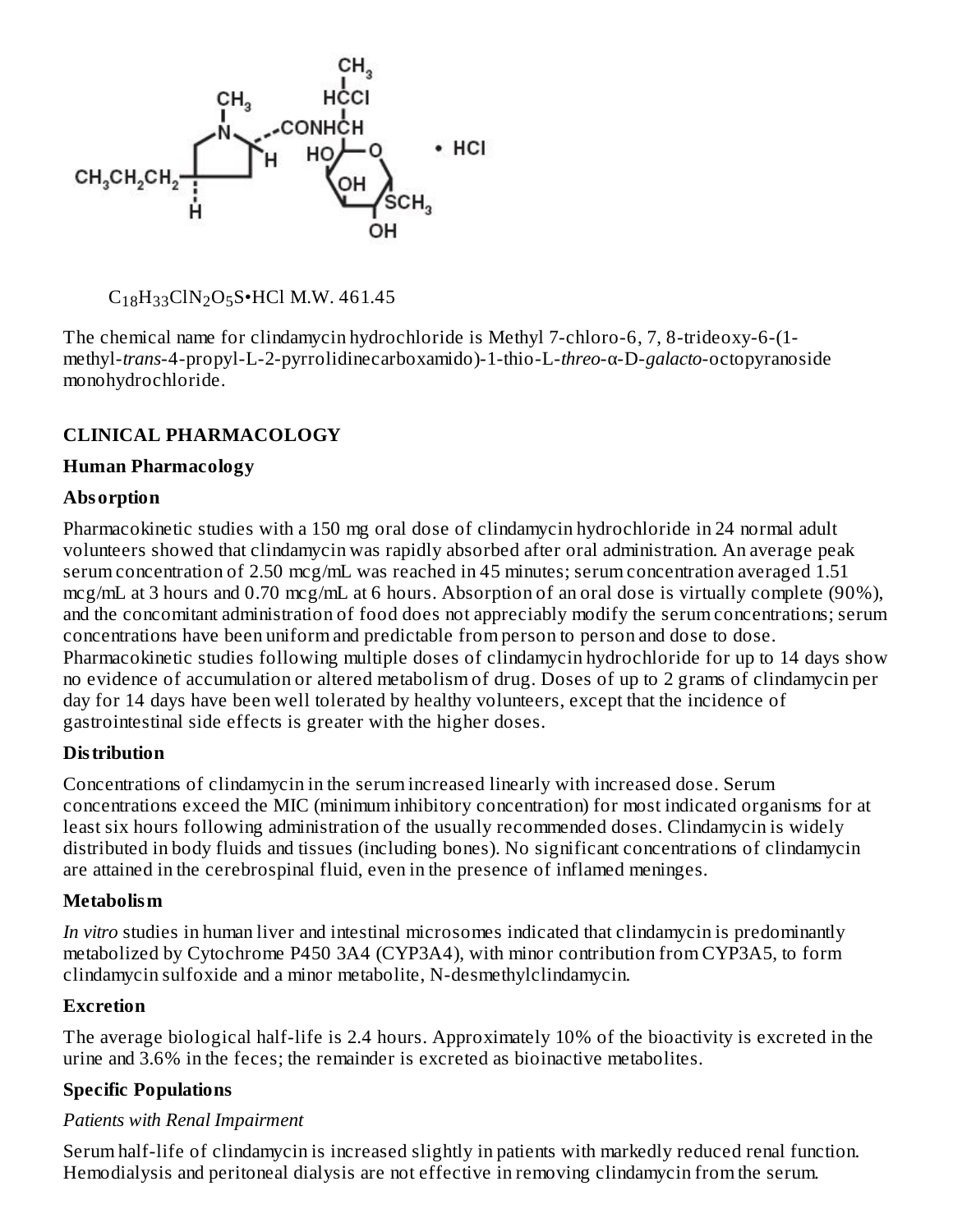$C_{18}H_{33}ClN_2O_5S$•HCl M.W. 461.45

The chemical name for clindamycin hydrochloride is Methyl 7-chloro-6, 7, 8-trideoxy-6-(1-methyl-*trans*-4-propyl-L-2-pyrrolidinecarboxamido)-1-thio-L-*threo*-α-D-*galacto*-octopyranoside monohydrochloride.

## CLINICAL PHARMACOLOGY

### Human Pharmacology

### Absorption

Pharmacokinetic studies with a 150 mg oral dose of clindamycin hydrochloride in 24 normal adult volunteers showed that clindamycin was rapidly absorbed after oral administration. An average peak serum concentration of 2.50 mcg/mL was reached in 45 minutes; serum concentration averaged 1.51 mcg/mL at 3 hours and 0.70 mcg/mL at 6 hours. Absorption of an oral dose is virtually complete (90%), and the concomitant administration of food does not appreciably modify the serum concentrations; serum concentrations have been uniform and predictable from person to person and dose to dose. Pharmacokinetic studies following multiple doses of clindamycin hydrochloride for up to 14 days show no evidence of accumulation or altered metabolism of drug. Doses of up to 2 grams of clindamycin per day for 14 days have been well tolerated by healthy volunteers, except that the incidence of gastrointestinal side effects is greater with the higher doses.

### Distribution

Concentrations of clindamycin in the serum increased linearly with increased dose. Serum concentrations exceed the MIC (minimum inhibitory concentration) for most indicated organisms for at least six hours following administration of the usually recommended doses. Clindamycin is widely distributed in body fluids and tissues (including bones). No significant concentrations of clindamycin are attained in the cerebrospinal fluid, even in the presence of inflamed meninges.

### Metabolism

*In vitro* studies in human liver and intestinal microsomes indicated that clindamycin is predominantly metabolized by Cytochrome P450 3A4 (CYP3A4), with minor contribution from CYP3A5, to form clindamycin sulfoxide and a minor metabolite, N-desmethylclindamycin.

### Excretion

The average biological half-life is 2.4 hours. Approximately 10% of the bioactivity is excreted in the urine and 3.6% in the feces; the remainder is excreted as bioinactive metabolites.

### Specific Populations

*Patients with Renal Impairment*

Serum half-life of clindamycin is increased slightly in patients with markedly reduced renal function. Hemodialysis and peritoneal dialysis are not effective in removing clindamycin from the serum.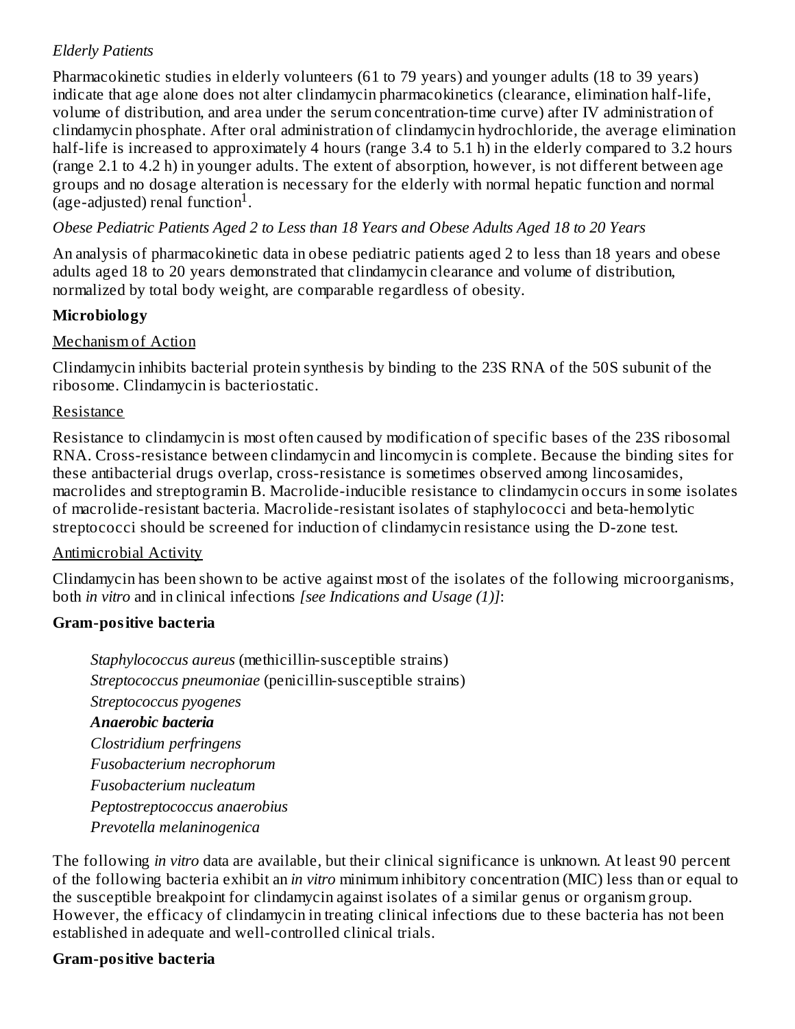*Elderly Patients*

Pharmacokinetic studies in elderly volunteers (61 to 79 years) and younger adults (18 to 39 years) indicate that age alone does not alter clindamycin pharmacokinetics (clearance, elimination half-life, volume of distribution, and area under the serum concentration-time curve) after IV administration of clindamycin phosphate. After oral administration of clindamycin hydrochloride, the average elimination half-life is increased to approximately 4 hours (range 3.4 to 5.1 h) in the elderly compared to 3.2 hours (range 2.1 to 4.2 h) in younger adults. The extent of absorption, however, is not different between age groups and no dosage alteration is necessary for the elderly with normal hepatic function and normal (age-adjusted) renal function[1].

*Obese Pediatric Patients Aged 2 to Less than 18 Years and Obese Adults Aged 18 to 20 Years*

An analysis of pharmacokinetic data in obese pediatric patients aged 2 to less than 18 years and obese adults aged 18 to 20 years demonstrated that clindamycin clearance and volume of distribution, normalized by total body weight, are comparable regardless of obesity.

**Microbiology**

Mechanism of Action

Clindamycin inhibits bacterial protein synthesis by binding to the 23S RNA of the 50S subunit of the ribosome. Clindamycin is bacteriostatic.

Resistance

Resistance to clindamycin is most often caused by modification of specific bases of the 23S ribosomal RNA. Cross-resistance between clindamycin and lincomycin is complete. Because the binding sites for these antibacterial drugs overlap, cross-resistance is sometimes observed among lincosamides, macrolides and streptogramin B. Macrolide-inducible resistance to clindamycin occurs in some isolates of macrolide-resistant bacteria. Macrolide-resistant isolates of staphylococci and beta-hemolytic streptococci should be screened for induction of clindamycin resistance using the D-zone test.

Antimicrobial Activity

Clindamycin has been shown to be active against most of the isolates of the following microorganisms, both *in vitro* and in clinical infections *[see Indications and Usage (1)]*:

**Gram-positive bacteria**

*Staphylococcus aureus* (methicillin-susceptible strains)
*Streptococcus pneumoniae* (penicillin-susceptible strains)
*Streptococcus pyogenes*

***Anaerobic bacteria***

*Clostridium perfringens*
*Fusobacterium necrophorum*
*Fusobacterium nucleatum*
*Peptostreptococcus anaerobius*
*Prevotella melaninogenica*

The following *in vitro* data are available, but their clinical significance is unknown. At least 90 percent of the following bacteria exhibit an *in vitro* minimum inhibitory concentration (MIC) less than or equal to the susceptible breakpoint for clindamycin against isolates of a similar genus or organism group. However, the efficacy of clindamycin in treating clinical infections due to these bacteria has not been established in adequate and well-controlled clinical trials.

**Gram-positive bacteria**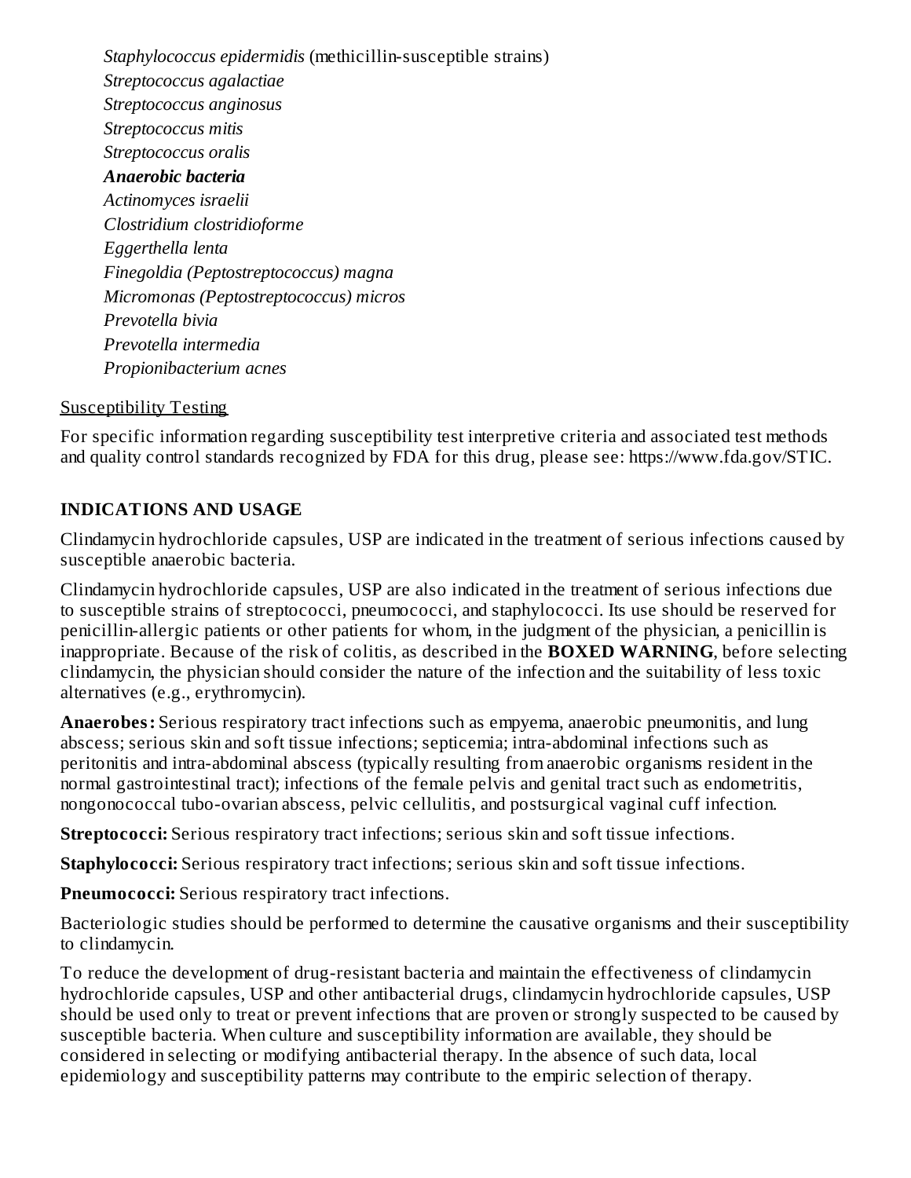*Staphylococcus epidermidis* (methicillin-susceptible strains)
*Streptococcus agalactiae*
*Streptococcus anginosus*
*Streptococcus mitis*
*Streptococcus oralis*
***Anaerobic bacteria***
*Actinomyces israelii*
*Clostridium clostridioforme*
*Eggerthella lenta*
*Finegoldia (Peptostreptococcus) magna*
*Micromonas (Peptostreptococcus) micros*
*Prevotella bivia*
*Prevotella intermedia*
*Propionibacterium acnes*

Susceptibility Testing

For specific information regarding susceptibility test interpretive criteria and associated test methods and quality control standards recognized by FDA for this drug, please see: https://www.fda.gov/STIC.

## INDICATIONS AND USAGE

Clindamycin hydrochloride capsules, USP are indicated in the treatment of serious infections caused by susceptible anaerobic bacteria.

Clindamycin hydrochloride capsules, USP are also indicated in the treatment of serious infections due to susceptible strains of streptococci, pneumococci, and staphylococci. Its use should be reserved for penicillin-allergic patients or other patients for whom, in the judgment of the physician, a penicillin is inappropriate. Because of the risk of colitis, as described in the **BOXED WARNING**, before selecting clindamycin, the physician should consider the nature of the infection and the suitability of less toxic alternatives (e.g., erythromycin).

**Anaerobes:** Serious respiratory tract infections such as empyema, anaerobic pneumonitis, and lung abscess; serious skin and soft tissue infections; septicemia; intra-abdominal infections such as peritonitis and intra-abdominal abscess (typically resulting from anaerobic organisms resident in the normal gastrointestinal tract); infections of the female pelvis and genital tract such as endometritis, nongonococcal tubo-ovarian abscess, pelvic cellulitis, and postsurgical vaginal cuff infection.

**Streptococci:** Serious respiratory tract infections; serious skin and soft tissue infections.

**Staphylococci:** Serious respiratory tract infections; serious skin and soft tissue infections.

**Pneumococci:** Serious respiratory tract infections.

Bacteriologic studies should be performed to determine the causative organisms and their susceptibility to clindamycin.

To reduce the development of drug-resistant bacteria and maintain the effectiveness of clindamycin hydrochloride capsules, USP and other antibacterial drugs, clindamycin hydrochloride capsules, USP should be used only to treat or prevent infections that are proven or strongly suspected to be caused by susceptible bacteria. When culture and susceptibility information are available, they should be considered in selecting or modifying antibacterial therapy. In the absence of such data, local epidemiology and susceptibility patterns may contribute to the empiric selection of therapy.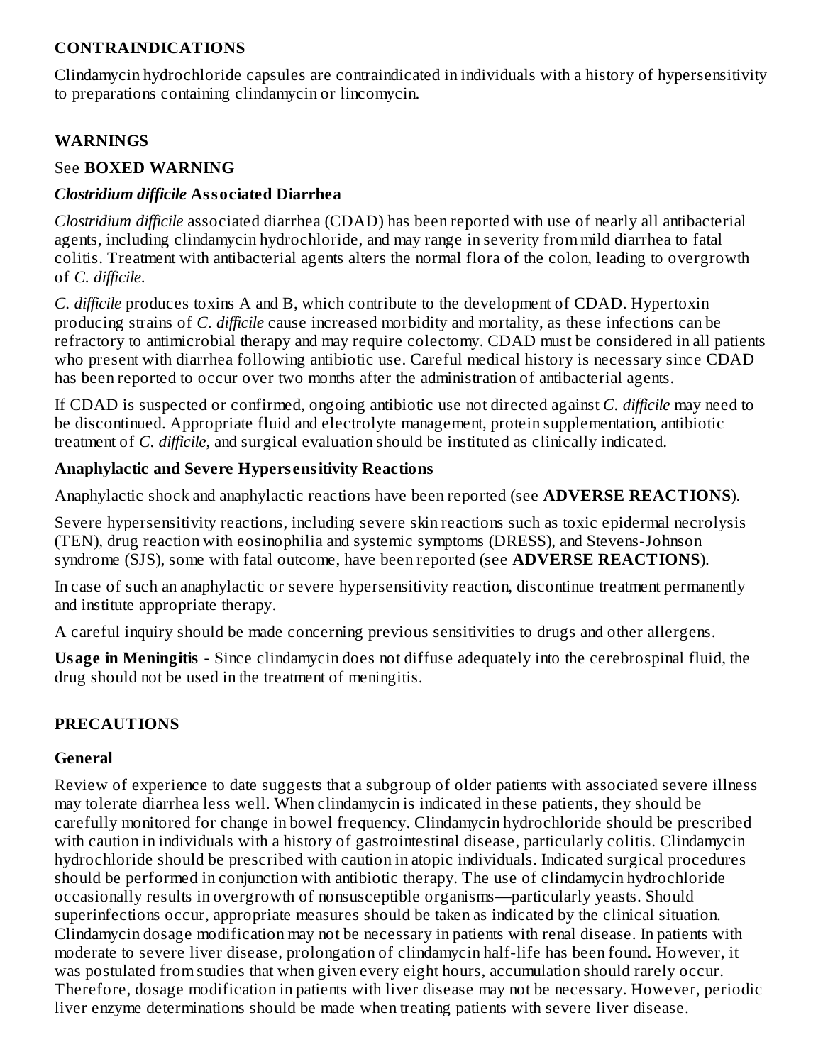## CONTRAINDICATIONS

Clindamycin hydrochloride capsules are contraindicated in individuals with a history of hypersensitivity to preparations containing clindamycin or lincomycin.

## WARNINGS

See **BOXED WARNING**

### *Clostridium difficile* Associated Diarrhea

*Clostridium difficile* associated diarrhea (CDAD) has been reported with use of nearly all antibacterial agents, including clindamycin hydrochloride, and may range in severity from mild diarrhea to fatal colitis. Treatment with antibacterial agents alters the normal flora of the colon, leading to overgrowth of *C. difficile*.

*C. difficile* produces toxins A and B, which contribute to the development of CDAD. Hypertoxin producing strains of *C. difficile* cause increased morbidity and mortality, as these infections can be refractory to antimicrobial therapy and may require colectomy. CDAD must be considered in all patients who present with diarrhea following antibiotic use. Careful medical history is necessary since CDAD has been reported to occur over two months after the administration of antibacterial agents.

If CDAD is suspected or confirmed, ongoing antibiotic use not directed against *C. difficile* may need to be discontinued. Appropriate fluid and electrolyte management, protein supplementation, antibiotic treatment of *C. difficile*, and surgical evaluation should be instituted as clinically indicated.

### Anaphylactic and Severe Hypersensitivity Reactions

Anaphylactic shock and anaphylactic reactions have been reported (see **ADVERSE REACTIONS**).

Severe hypersensitivity reactions, including severe skin reactions such as toxic epidermal necrolysis (TEN), drug reaction with eosinophilia and systemic symptoms (DRESS), and Stevens-Johnson syndrome (SJS), some with fatal outcome, have been reported (see **ADVERSE REACTIONS**).

In case of such an anaphylactic or severe hypersensitivity reaction, discontinue treatment permanently and institute appropriate therapy.

A careful inquiry should be made concerning previous sensitivities to drugs and other allergens.

**Usage in Meningitis -** Since clindamycin does not diffuse adequately into the cerebrospinal fluid, the drug should not be used in the treatment of meningitis.

## PRECAUTIONS

### General

Review of experience to date suggests that a subgroup of older patients with associated severe illness may tolerate diarrhea less well. When clindamycin is indicated in these patients, they should be carefully monitored for change in bowel frequency. Clindamycin hydrochloride should be prescribed with caution in individuals with a history of gastrointestinal disease, particularly colitis. Clindamycin hydrochloride should be prescribed with caution in atopic individuals. Indicated surgical procedures should be performed in conjunction with antibiotic therapy. The use of clindamycin hydrochloride occasionally results in overgrowth of nonsusceptible organisms—particularly yeasts. Should superinfections occur, appropriate measures should be taken as indicated by the clinical situation. Clindamycin dosage modification may not be necessary in patients with renal disease. In patients with moderate to severe liver disease, prolongation of clindamycin half-life has been found. However, it was postulated from studies that when given every eight hours, accumulation should rarely occur. Therefore, dosage modification in patients with liver disease may not be necessary. However, periodic liver enzyme determinations should be made when treating patients with severe liver disease.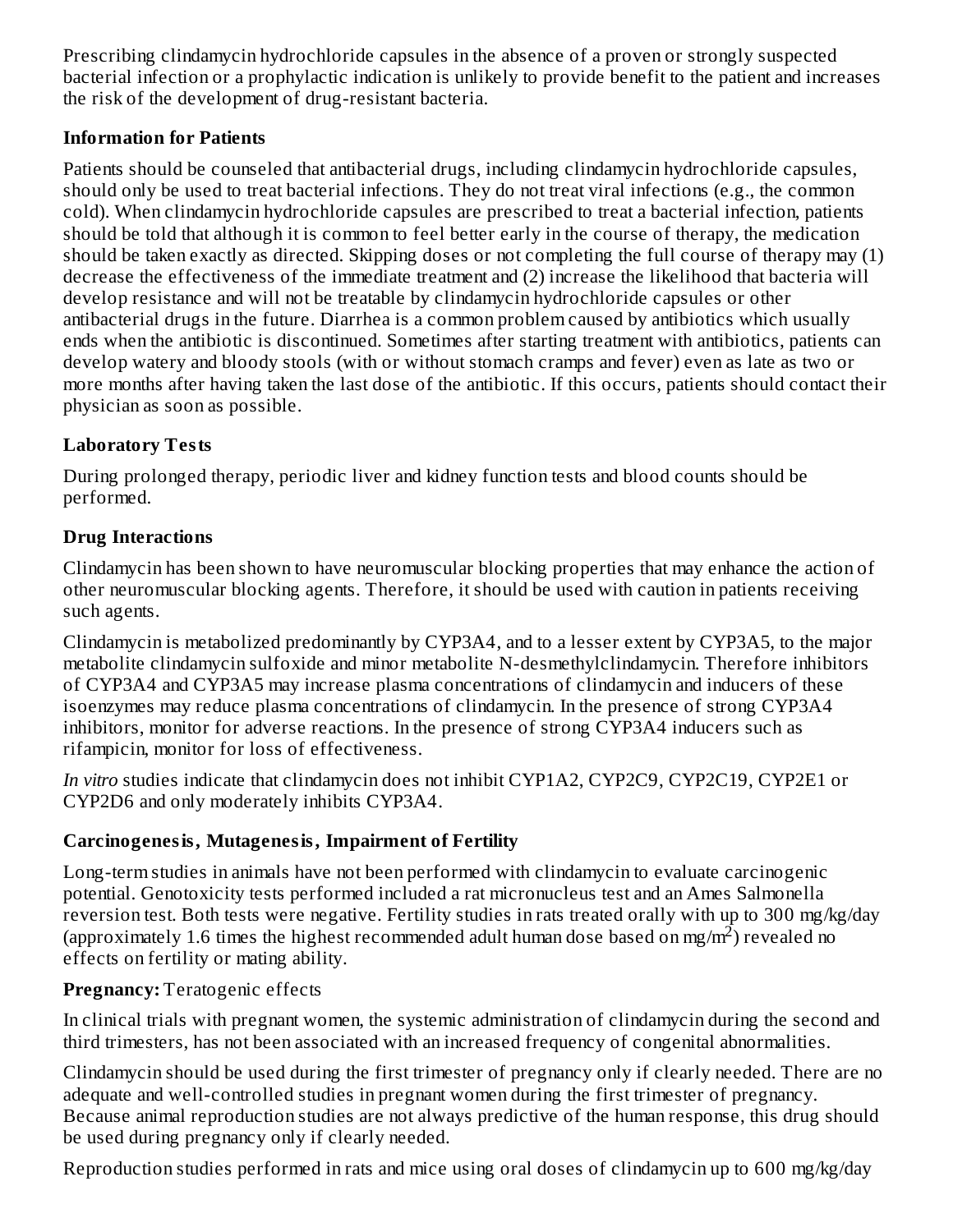Prescribing clindamycin hydrochloride capsules in the absence of a proven or strongly suspected bacterial infection or a prophylactic indication is unlikely to provide benefit to the patient and increases the risk of the development of drug-resistant bacteria.

### Information for Patients

Patients should be counseled that antibacterial drugs, including clindamycin hydrochloride capsules, should only be used to treat bacterial infections. They do not treat viral infections (e.g., the common cold). When clindamycin hydrochloride capsules are prescribed to treat a bacterial infection, patients should be told that although it is common to feel better early in the course of therapy, the medication should be taken exactly as directed. Skipping doses or not completing the full course of therapy may (1) decrease the effectiveness of the immediate treatment and (2) increase the likelihood that bacteria will develop resistance and will not be treatable by clindamycin hydrochloride capsules or other antibacterial drugs in the future. Diarrhea is a common problem caused by antibiotics which usually ends when the antibiotic is discontinued. Sometimes after starting treatment with antibiotics, patients can develop watery and bloody stools (with or without stomach cramps and fever) even as late as two or more months after having taken the last dose of the antibiotic. If this occurs, patients should contact their physician as soon as possible.

### Laboratory Tests

During prolonged therapy, periodic liver and kidney function tests and blood counts should be performed.

### Drug Interactions

Clindamycin has been shown to have neuromuscular blocking properties that may enhance the action of other neuromuscular blocking agents. Therefore, it should be used with caution in patients receiving such agents.

Clindamycin is metabolized predominantly by CYP3A4, and to a lesser extent by CYP3A5, to the major metabolite clindamycin sulfoxide and minor metabolite N-desmethylclindamycin. Therefore inhibitors of CYP3A4 and CYP3A5 may increase plasma concentrations of clindamycin and inducers of these isoenzymes may reduce plasma concentrations of clindamycin. In the presence of strong CYP3A4 inhibitors, monitor for adverse reactions. In the presence of strong CYP3A4 inducers such as rifampicin, monitor for loss of effectiveness.

*In vitro* studies indicate that clindamycin does not inhibit CYP1A2, CYP2C9, CYP2C19, CYP2E1 or CYP2D6 and only moderately inhibits CYP3A4.

### Carcinogenesis, Mutagenesis, Impairment of Fertility

Long-term studies in animals have not been performed with clindamycin to evaluate carcinogenic potential. Genotoxicity tests performed included a rat micronucleus test and an Ames Salmonella reversion test. Both tests were negative. Fertility studies in rats treated orally with up to 300 mg/kg/day (approximately 1.6 times the highest recommended adult human dose based on mg/$m^2$) revealed no effects on fertility or mating ability.

**Pregnancy:** Teratogenic effects

In clinical trials with pregnant women, the systemic administration of clindamycin during the second and third trimesters, has not been associated with an increased frequency of congenital abnormalities.

Clindamycin should be used during the first trimester of pregnancy only if clearly needed. There are no adequate and well-controlled studies in pregnant women during the first trimester of pregnancy. Because animal reproduction studies are not always predictive of the human response, this drug should be used during pregnancy only if clearly needed.

Reproduction studies performed in rats and mice using oral doses of clindamycin up to 600 mg/kg/day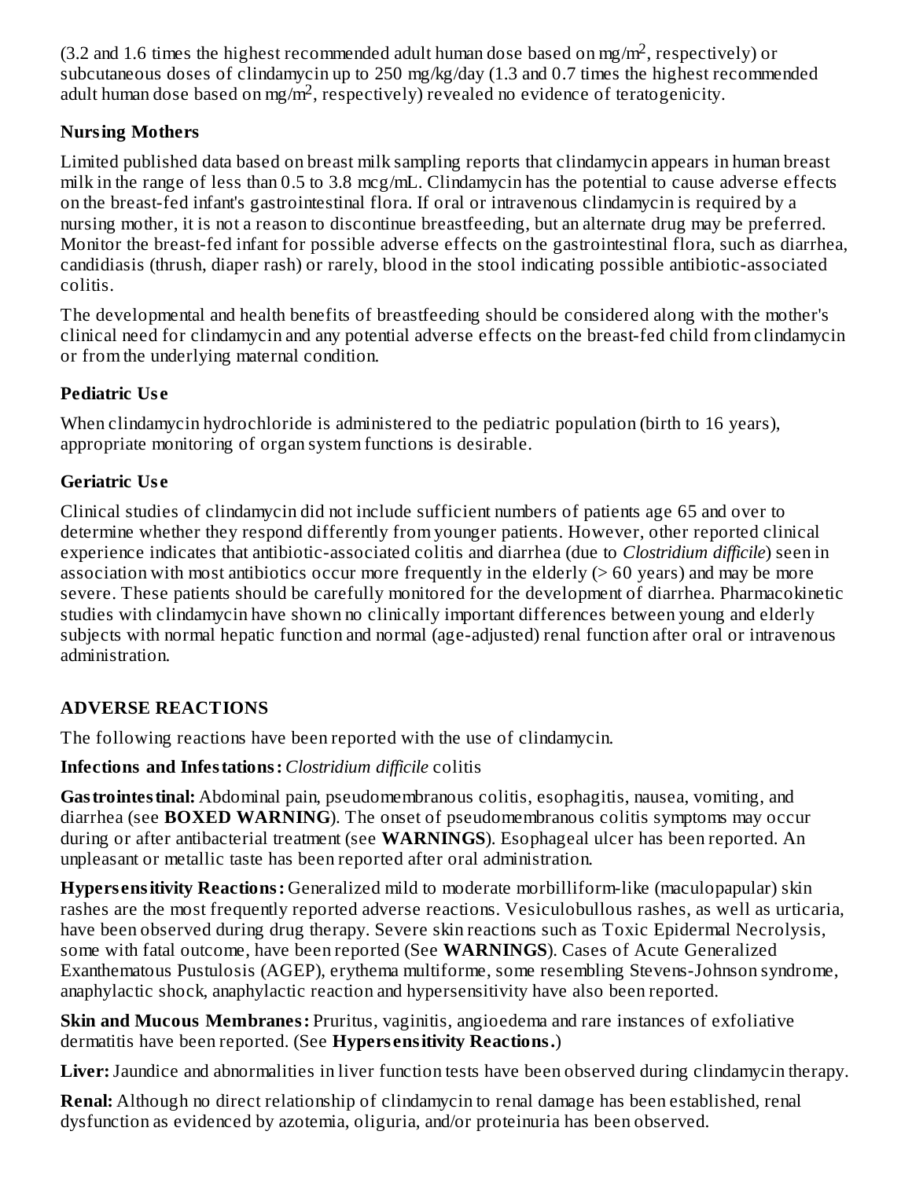(3.2 and 1.6 times the highest recommended adult human dose based on mg/$m^2$, respectively) or subcutaneous doses of clindamycin up to 250 mg/kg/day (1.3 and 0.7 times the highest recommended adult human dose based on mg/$m^2$, respectively) revealed no evidence of teratogenicity.

### Nursing Mothers

Limited published data based on breast milk sampling reports that clindamycin appears in human breast milk in the range of less than 0.5 to 3.8 mcg/mL. Clindamycin has the potential to cause adverse effects on the breast-fed infant's gastrointestinal flora. If oral or intravenous clindamycin is required by a nursing mother, it is not a reason to discontinue breastfeeding, but an alternate drug may be preferred. Monitor the breast-fed infant for possible adverse effects on the gastrointestinal flora, such as diarrhea, candidiasis (thrush, diaper rash) or rarely, blood in the stool indicating possible antibiotic-associated colitis.

The developmental and health benefits of breastfeeding should be considered along with the mother's clinical need for clindamycin and any potential adverse effects on the breast-fed child from clindamycin or from the underlying maternal condition.

### Pediatric Use

When clindamycin hydrochloride is administered to the pediatric population (birth to 16 years), appropriate monitoring of organ system functions is desirable.

### Geriatric Use

Clinical studies of clindamycin did not include sufficient numbers of patients age 65 and over to determine whether they respond differently from younger patients. However, other reported clinical experience indicates that antibiotic-associated colitis and diarrhea (due to *Clostridium difficile*) seen in association with most antibiotics occur more frequently in the elderly (> 60 years) and may be more severe. These patients should be carefully monitored for the development of diarrhea. Pharmacokinetic studies with clindamycin have shown no clinically important differences between young and elderly subjects with normal hepatic function and normal (age-adjusted) renal function after oral or intravenous administration.

## ADVERSE REACTIONS

The following reactions have been reported with the use of clindamycin.

**Infections and Infestations:** *Clostridium difficile* colitis

**Gastrointestinal:** Abdominal pain, pseudomembranous colitis, esophagitis, nausea, vomiting, and diarrhea (see **BOXED WARNING**). The onset of pseudomembranous colitis symptoms may occur during or after antibacterial treatment (see **WARNINGS**). Esophageal ulcer has been reported. An unpleasant or metallic taste has been reported after oral administration.

**Hypersensitivity Reactions:** Generalized mild to moderate morbilliform-like (maculopapular) skin rashes are the most frequently reported adverse reactions. Vesiculobullous rashes, as well as urticaria, have been observed during drug therapy. Severe skin reactions such as Toxic Epidermal Necrolysis, some with fatal outcome, have been reported (See **WARNINGS**). Cases of Acute Generalized Exanthematous Pustulosis (AGEP), erythema multiforme, some resembling Stevens-Johnson syndrome, anaphylactic shock, anaphylactic reaction and hypersensitivity have also been reported.

**Skin and Mucous Membranes:** Pruritus, vaginitis, angioedema and rare instances of exfoliative dermatitis have been reported. (See **Hypersensitivity Reactions.**)

**Liver:** Jaundice and abnormalities in liver function tests have been observed during clindamycin therapy.

**Renal:** Although no direct relationship of clindamycin to renal damage has been established, renal dysfunction as evidenced by azotemia, oliguria, and/or proteinuria has been observed.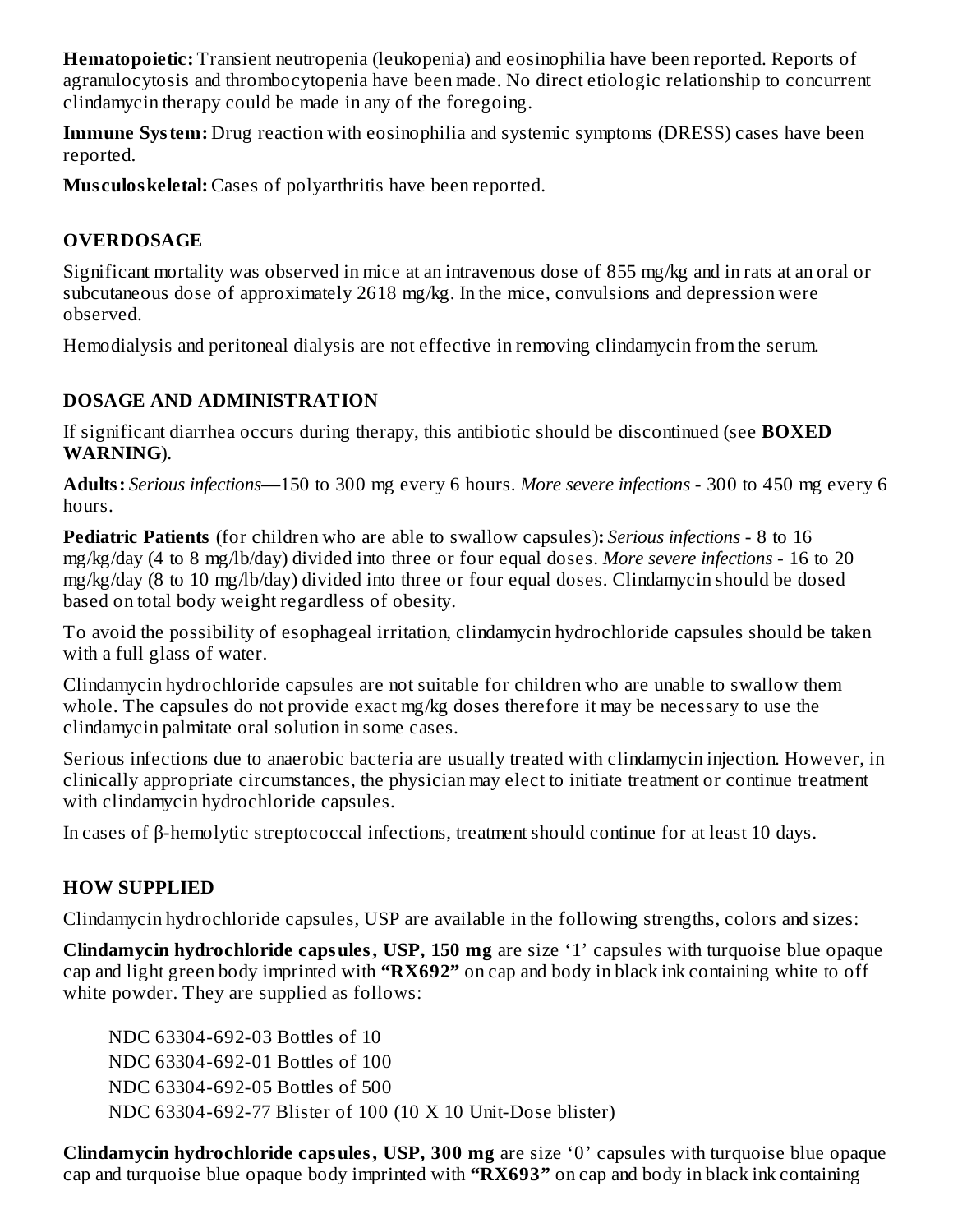**Hematopoietic:** Transient neutropenia (leukopenia) and eosinophilia have been reported. Reports of agranulocytosis and thrombocytopenia have been made. No direct etiologic relationship to concurrent clindamycin therapy could be made in any of the foregoing.

**Immune System:** Drug reaction with eosinophilia and systemic symptoms (DRESS) cases have been reported.

**Musculoskeletal:** Cases of polyarthritis have been reported.

## OVERDOSAGE

Significant mortality was observed in mice at an intravenous dose of 855 mg/kg and in rats at an oral or subcutaneous dose of approximately 2618 mg/kg. In the mice, convulsions and depression were observed.

Hemodialysis and peritoneal dialysis are not effective in removing clindamycin from the serum.

## DOSAGE AND ADMINISTRATION

If significant diarrhea occurs during therapy, this antibiotic should be discontinued (see **BOXED WARNING**).

**Adults:** *Serious infections*—150 to 300 mg every 6 hours. *More severe infections* - 300 to 450 mg every 6 hours.

**Pediatric Patients** (for children who are able to swallow capsules)**:** *Serious infections* - 8 to 16 mg/kg/day (4 to 8 mg/lb/day) divided into three or four equal doses. *More severe infections* - 16 to 20 mg/kg/day (8 to 10 mg/lb/day) divided into three or four equal doses. Clindamycin should be dosed based on total body weight regardless of obesity.

To avoid the possibility of esophageal irritation, clindamycin hydrochloride capsules should be taken with a full glass of water.

Clindamycin hydrochloride capsules are not suitable for children who are unable to swallow them whole. The capsules do not provide exact mg/kg doses therefore it may be necessary to use the clindamycin palmitate oral solution in some cases.

Serious infections due to anaerobic bacteria are usually treated with clindamycin injection. However, in clinically appropriate circumstances, the physician may elect to initiate treatment or continue treatment with clindamycin hydrochloride capsules.

In cases of β-hemolytic streptococcal infections, treatment should continue for at least 10 days.

## HOW SUPPLIED

Clindamycin hydrochloride capsules, USP are available in the following strengths, colors and sizes:

**Clindamycin hydrochloride capsules, USP, 150 mg** are size '1' capsules with turquoise blue opaque cap and light green body imprinted with **"RX692"** on cap and body in black ink containing white to off white powder. They are supplied as follows:

NDC 63304-692-03 Bottles of 10
NDC 63304-692-01 Bottles of 100
NDC 63304-692-05 Bottles of 500
NDC 63304-692-77 Blister of 100 (10 X 10 Unit-Dose blister)

**Clindamycin hydrochloride capsules, USP, 300 mg** are size '0' capsules with turquoise blue opaque cap and turquoise blue opaque body imprinted with **"RX693"** on cap and body in black ink containing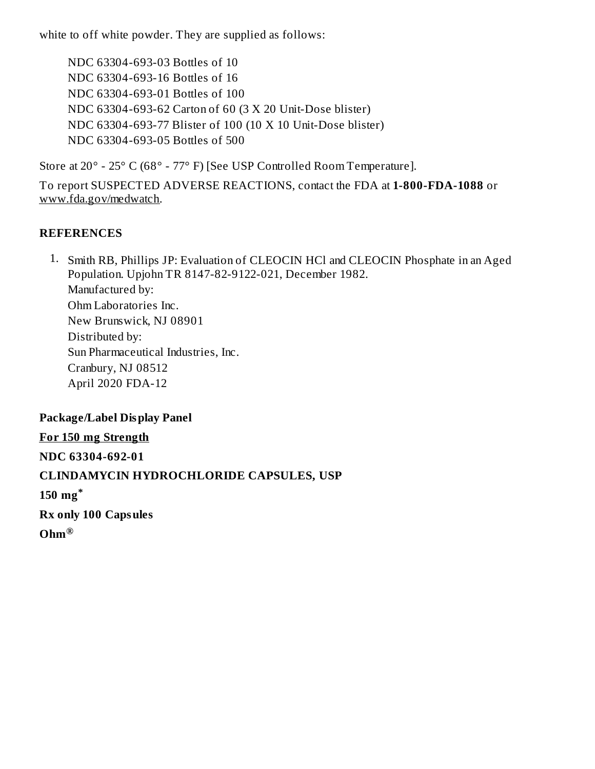white to off white powder. They are supplied as follows:

NDC 63304-693-03 Bottles of 10
NDC 63304-693-16 Bottles of 16
NDC 63304-693-01 Bottles of 100
NDC 63304-693-62 Carton of 60 (3 X 20 Unit-Dose blister)
NDC 63304-693-77 Blister of 100 (10 X 10 Unit-Dose blister)
NDC 63304-693-05 Bottles of 500

Store at 20° - 25° C (68° - 77° F) [See USP Controlled Room Temperature].

To report SUSPECTED ADVERSE REACTIONS, contact the FDA at **1-800-FDA-1088** or www.fda.gov/medwatch.

## REFERENCES

1. Smith RB, Phillips JP: Evaluation of CLEOCIN HCl and CLEOCIN Phosphate in an Aged Population. Upjohn TR 8147-82-9122-021, December 1982.
   Manufactured by:
   Ohm Laboratories Inc.
   New Brunswick, NJ 08901
   Distributed by:
   Sun Pharmaceutical Industries, Inc.
   Cranbury, NJ 08512
   April 2020 FDA-12

## Package/Label Display Panel

**For 150 mg Strength**

**NDC 63304-692-01**

**CLINDAMYCIN HYDROCHLORIDE CAPSULES, USP**

**150 mg***

**Rx only 100 Capsules**

**Ohm®**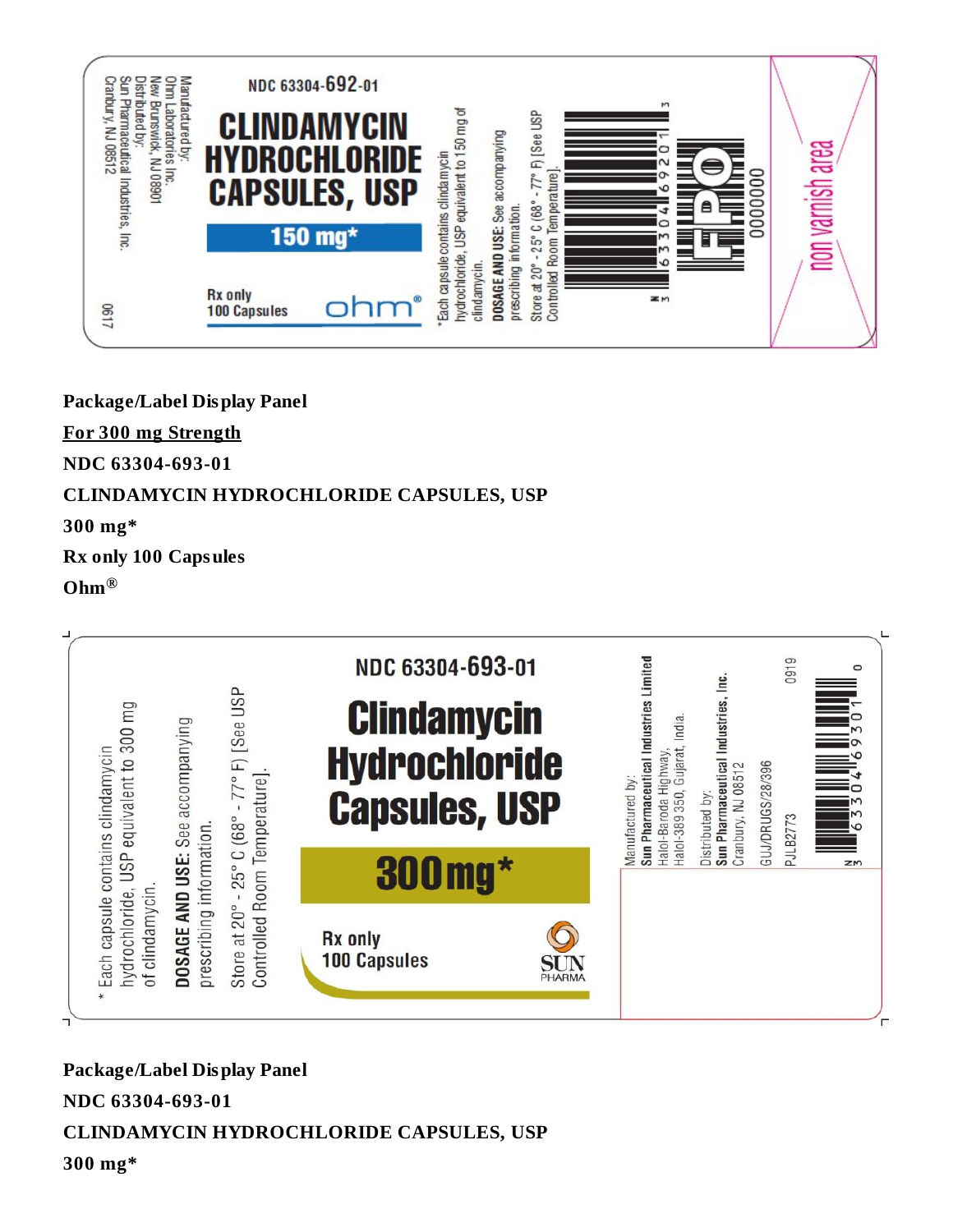Manufactured by:
Ohm Laboratories Inc.
New Brunswick, NJ 08901
Distributed by:
Sun Pharmaceutical Industries, Inc.
Cranbury, NJ 08512

0617

NDC 63304-692-01

CLINDAMYCIN HYDROCHLORIDE CAPSULES, USP

150 mg*

Rx only
100 Capsules

ohm®

*Each capsule contains clindamycin hydrochloride, USP equivalent to 150 mg of clindamycin.

**DOSAGE AND USE:** See accompanying prescribing information.

Store at 20° - 25° C (68° - 77° F) [See USP Controlled Room Temperature].

N 3 63304 69201 3

FPO

0000000

non varnish area

**Package/Label Display Panel**

**For 300 mg Strength**

**NDC 63304-693-01**

**CLINDAMYCIN HYDROCHLORIDE CAPSULES, USP**

**300 mg***

**Rx only 100 Capsules**

**Ohm®**

* Each capsule contains clindamycin hydrochloride, USP equivalent to 300 mg of clindamycin.

**DOSAGE AND USE:** See accompanying prescribing information.

Store at 20° - 25° C (68° - 77° F) [See USP Controlled Room Temperature].

NDC 63304-693-01

Clindamycin Hydrochloride Capsules, USP

300 mg*

Rx only
100 Capsules

SUN PHARMA

Manufactured by:
**Sun Pharmaceutical Industries Limited**
Halol-Baroda Highway,
Halol-389 350, Gujarat, India.

Distributed by:
**Sun Pharmaceutical Industries, Inc.**
Cranbury, NJ 08512

GUJ/DRUGS/28/396

PJLB2773

0919

N 3 63304 69301 0

**Package/Label Display Panel**

**NDC 63304-693-01**

**CLINDAMYCIN HYDROCHLORIDE CAPSULES, USP**

**300 mg***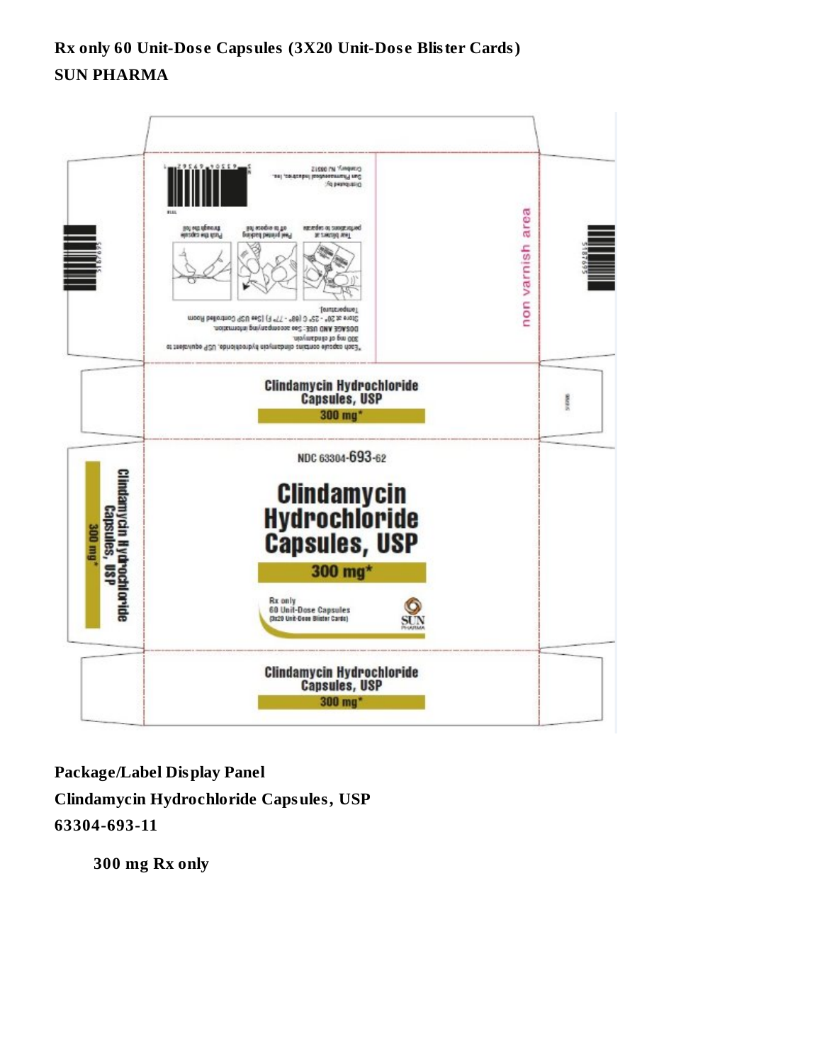**Rx only 60 Unit-Dose Capsules (3X20 Unit-Dose Blister Cards)**

**SUN PHARMA**

*Each capsule contains clindamycin hydrochloride, USP equivalent to 300 mg of clindamycin.

DOSAGE AND USE: See accompanying information.

Store at 20° - 25° C (68° - 77° F) [See USP Controlled Room Temperature].

Tear blister at perforations to separate

Peel printed backing off to expose foil

Push the capsule through the foil

Distributed by:
Sun Pharmaceutical Industries, Inc.
Cranbury, NJ 08512

non varnish area

Clindamycin Hydrochloride Capsules, USP

300 mg*

NDC 63304-693-62

Clindamycin Hydrochloride Capsules, USP

300 mg*

Rx only
60 Unit-Dose Capsules
(3x20 Unit-Dose Blister Cards)

SUN PHARMA

Clindamycin Hydrochloride Capsules, USP

300 mg*

**Package/Label Display Panel**

**Clindamycin Hydrochloride Capsules, USP**

**63304-693-11**

**300 mg Rx only**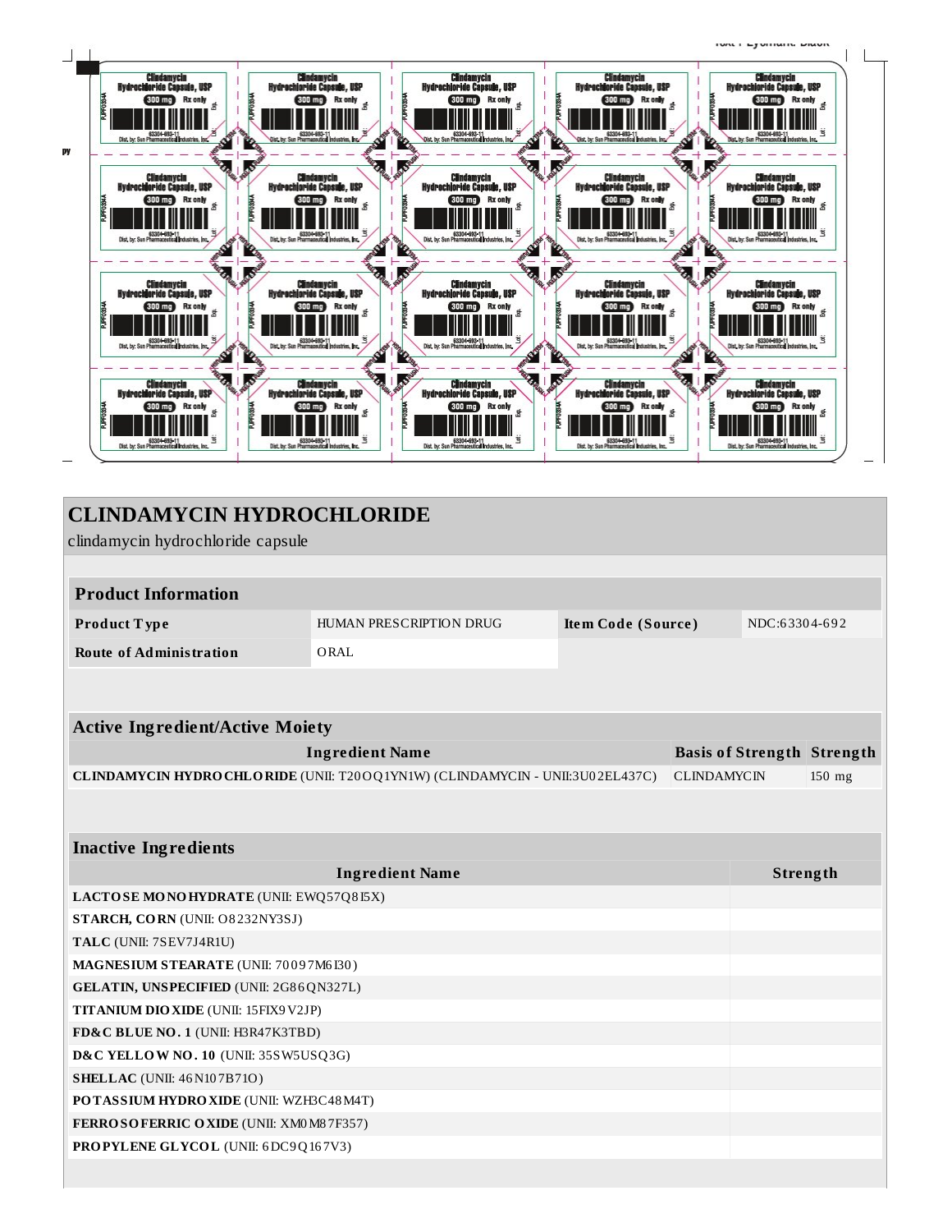Clindamycin Hydrochloride Capsule, USP

300 mg Rx only

63304-693-11

Dist. by: Sun Pharmaceutical Industries, Inc.

# CLINDAMYCIN HYDROCHLORIDE

clindamycin hydrochloride capsule

## Product Information

| Product Type | HUMAN PRESCRIPTION DRUG | Item Code (Source) | NDC:63304-692 |
|---|---|---|---|
| Route of Administration | ORAL | | |

## Active Ingredient/Active Moiety

| Ingredient Name | Basis of Strength | Strength |
|---|---|---|
| **CLINDAMYCIN HYDROCHLORIDE** (UNII: T20OQ1YN1W) (CLINDAMYCIN - UNII:3U02EL437C) | CLINDAMYCIN | 150 mg |

## Inactive Ingredients

| Ingredient Name | Strength |
|---|---|
| **LACTOSE MONOHYDRATE** (UNII: EWQ57Q8I5X) | |
| **STARCH, CORN** (UNII: O8232NY3SJ) | |
| **TALC** (UNII: 7SEV7J4R1U) | |
| **MAGNESIUM STEARATE** (UNII: 70097M6I30) | |
| **GELATIN, UNSPECIFIED** (UNII: 2G86QN327L) | |
| **TITANIUM DIOXIDE** (UNII: 15FIX9V2JP) | |
| **FD&C BLUE NO. 1** (UNII: H3R47K3TBD) | |
| **D&C YELLOW NO. 10** (UNII: 35SW5USQ3G) | |
| **SHELLAC** (UNII: 46N107B71O) | |
| **POTASSIUM HYDROXIDE** (UNII: WZH3C48M4T) | |
| **FERROSOFERRIC OXIDE** (UNII: XM0M87F357) | |
| **PROPYLENE GLYCOL** (UNII: 6DC9Q167V3) | |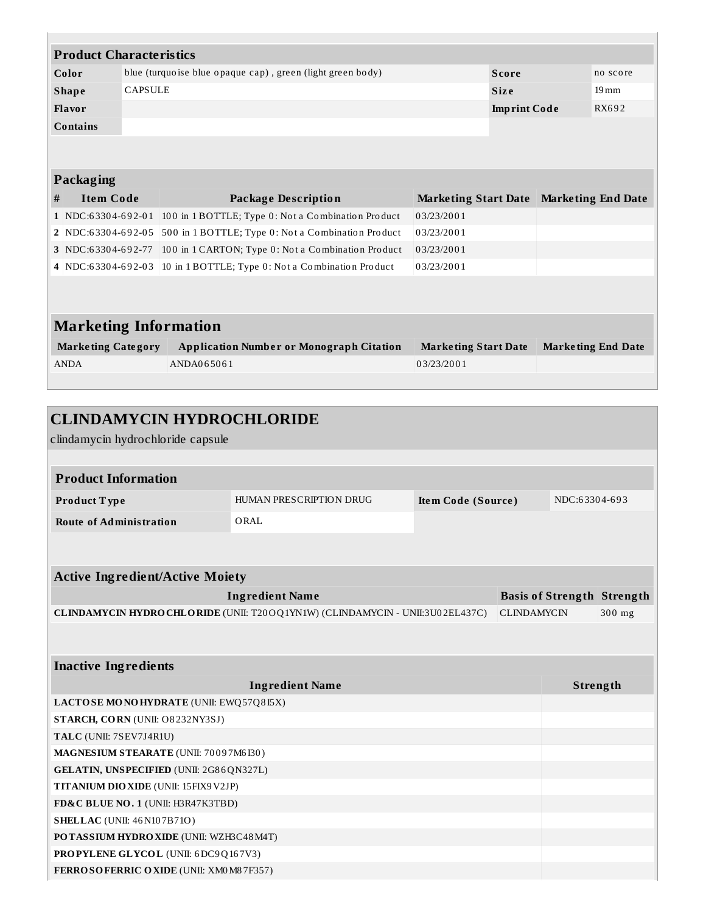| Product Characteristics | | | |
|---|---|---|---|
| **Color** | blue (turquoise blue opaque cap) , green (light green body) | **Score** | no score |
| **Shape** | CAPSULE | **Size** | 19mm |
| **Flavor** | | **Imprint Code** | RX692 |
| **Contains** | | | |

| Packaging | | | | |
|---|---|---|---|---|
| **#** | **Item Code** | **Package Description** | **Marketing Start Date** | **Marketing End Date** |
| **1** | NDC:63304-692-01 | 100 in 1 BOTTLE; Type 0: Not a Combination Product | 03/23/2001 | |
| **2** | NDC:63304-692-05 | 500 in 1 BOTTLE; Type 0: Not a Combination Product | 03/23/2001 | |
| **3** | NDC:63304-692-77 | 100 in 1 CARTON; Type 0: Not a Combination Product | 03/23/2001 | |
| **4** | NDC:63304-692-03 | 10 in 1 BOTTLE; Type 0: Not a Combination Product | 03/23/2001 | |

## Marketing Information

| Marketing Category | Application Number or Monograph Citation | Marketing Start Date | Marketing End Date |
|---|---|---|---|
| ANDA | ANDA065061 | 03/23/2001 | |

# CLINDAMYCIN HYDROCHLORIDE

clindamycin hydrochloride capsule

| Product Information | | | |
|---|---|---|---|
| **Product Type** | HUMAN PRESCRIPTION DRUG | **Item Code (Source)** | NDC:63304-693 |
| **Route of Administration** | ORAL | | |

| Active Ingredient/Active Moiety | | |
|---|---|---|
| **Ingredient Name** | **Basis of Strength** | **Strength** |
| **CLINDAMYCIN HYDROCHLORIDE** (UNII: T20OQ1YN1W) (CLINDAMYCIN - UNII:3U02EL437C) | CLINDAMYCIN | 300 mg |

| Inactive Ingredients | |
|---|---|
| **Ingredient Name** | **Strength** |
| **LACTOSE MONOHYDRATE** (UNII: EWQ57Q8I5X) | |
| **STARCH, CORN** (UNII: O8232NY3SJ) | |
| **TALC** (UNII: 7SEV7J4R1U) | |
| **MAGNESIUM STEARATE** (UNII: 70097M6I30) | |
| **GELATIN, UNSPECIFIED** (UNII: 2G86QN327L) | |
| **TITANIUM DIOXIDE** (UNII: 15FIX9V2JP) | |
| **FD&C BLUE NO. 1** (UNII: H3R47K3TBD) | |
| **SHELLAC** (UNII: 46N107B71O) | |
| **POTASSIUM HYDROXIDE** (UNII: WZH3C48M4T) | |
| **PROPYLENE GLYCOL** (UNII: 6DC9Q167V3) | |
| **FERROSOFERRIC OXIDE** (UNII: XM0M87F357) | |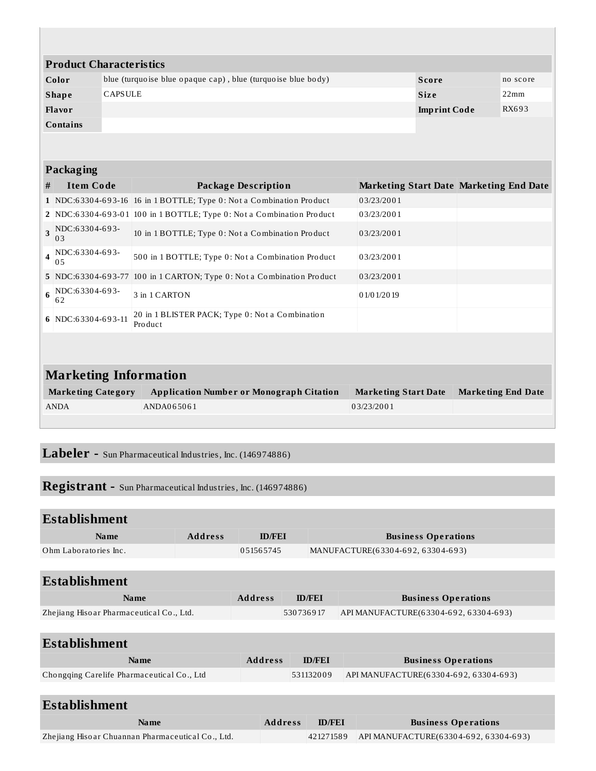## Product Characteristics

| Color | blue (turquoise blue opaque cap) , blue (turquoise blue body) | Score | no score |
|---|---|---|---|
| Shape | CAPSULE | Size | 22mm |
| Flavor | | Imprint Code | RX693 |
| Contains | | | |

## Packaging

| # | Item Code | Package Description | Marketing Start Date | Marketing End Date |
|---|---|---|---|---|
| 1 | NDC:63304-693-16 | 16 in 1 BOTTLE; Type 0: Not a Combination Product | 03/23/2001 | |
| 2 | NDC:63304-693-01 | 100 in 1 BOTTLE; Type 0: Not a Combination Product | 03/23/2001 | |
| 3 | NDC:63304-693-03 | 10 in 1 BOTTLE; Type 0: Not a Combination Product | 03/23/2001 | |
| 4 | NDC:63304-693-05 | 500 in 1 BOTTLE; Type 0: Not a Combination Product | 03/23/2001 | |
| 5 | NDC:63304-693-77 | 100 in 1 CARTON; Type 0: Not a Combination Product | 03/23/2001 | |
| 6 | NDC:63304-693-62 | 3 in 1 CARTON | 01/01/2019 | |
| 6 | NDC:63304-693-11 | 20 in 1 BLISTER PACK; Type 0: Not a Combination Product | | |

## Marketing Information

| Marketing Category | Application Number or Monograph Citation | Marketing Start Date | Marketing End Date |
|---|---|---|---|
| ANDA | ANDA065061 | 03/23/2001 | |

## Labeler - Sun Pharmaceutical Industries, Inc. (146974886)

## Registrant - Sun Pharmaceutical Industries, Inc. (146974886)

## Establishment

| Name | Address | ID/FEI | Business Operations |
|---|---|---|---|
| Ohm Laboratories Inc. | | 051565745 | MANUFACTURE(63304-692, 63304-693) |

## Establishment

| Name | Address | ID/FEI | Business Operations |
|---|---|---|---|
| Zhejiang Hisoar Pharmaceutical Co., Ltd. | | 530736917 | API MANUFACTURE(63304-692, 63304-693) |

## Establishment

| Name | Address | ID/FEI | Business Operations |
|---|---|---|---|
| Chongqing Carelife Pharmaceutical Co., Ltd | | 531132009 | API MANUFACTURE(63304-692, 63304-693) |

## Establishment

| Name | Address | ID/FEI | Business Operations |
|---|---|---|---|
| Zhejiang Hisoar Chuannan Pharmaceutical Co., Ltd. | | 421271589 | API MANUFACTURE(63304-692, 63304-693) |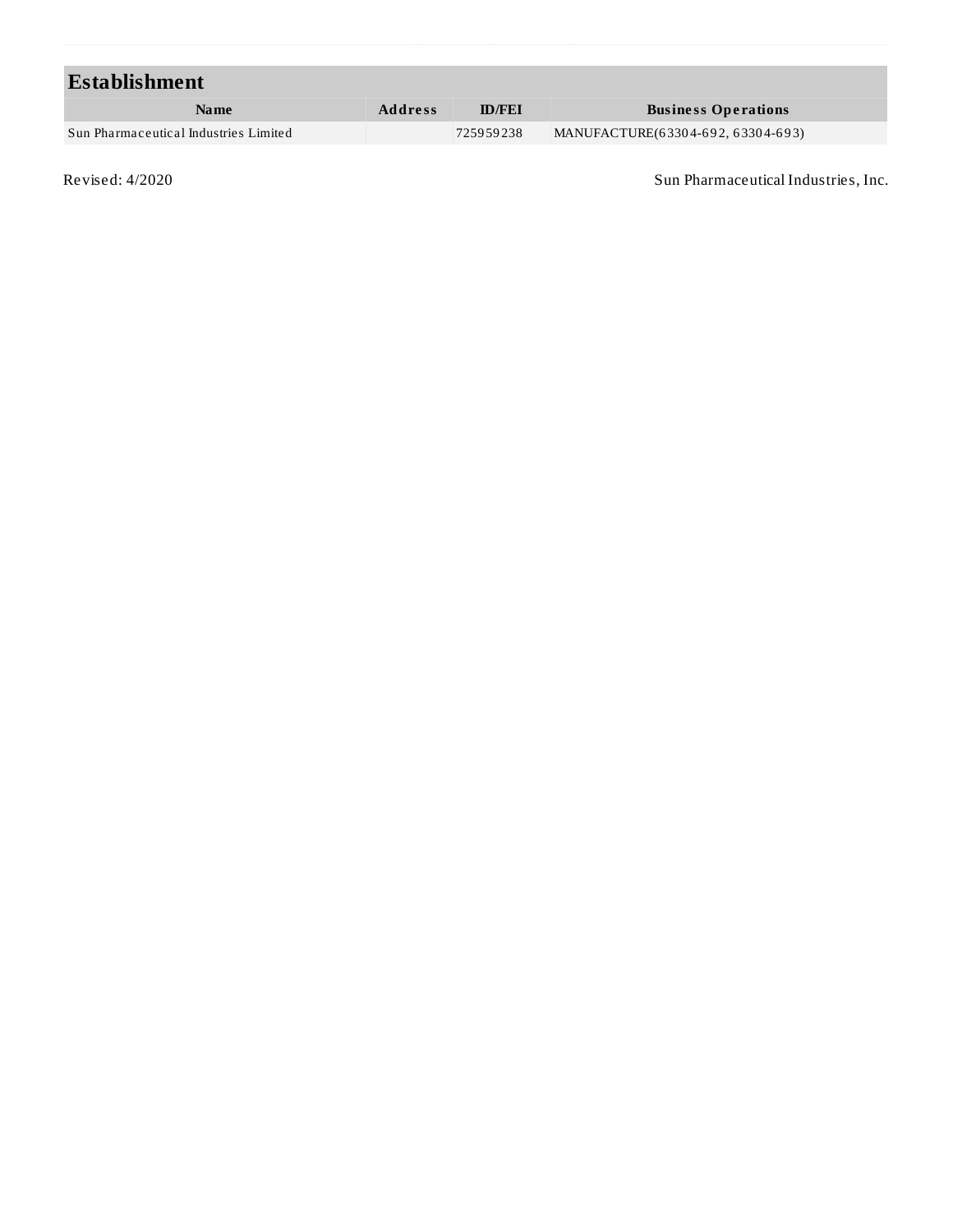## Establishment

| Name | Address | ID/FEI | Business Operations |
|---|---|---|---|
| Sun Pharmaceutical Industries Limited | | 725959238 | MANUFACTURE(63304-692, 63304-693) |

Revised: 4/2020

Sun Pharmaceutical Industries, Inc.